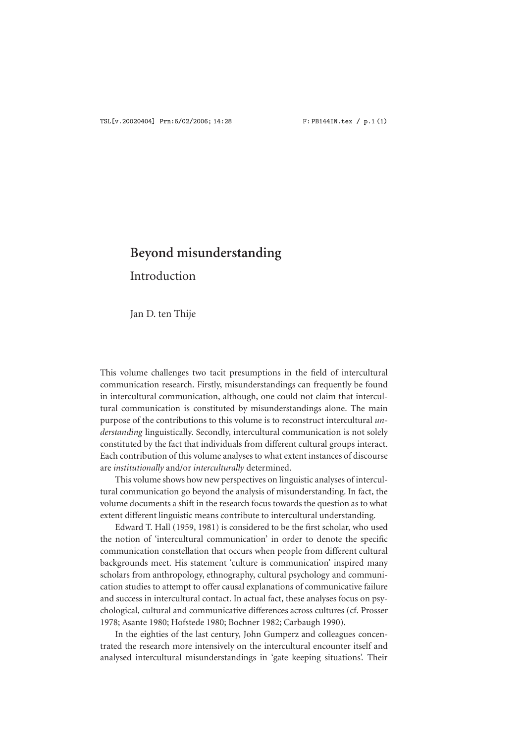# Beyond misunderstanding

## Introduction

Jan D. ten Thije

This volume challenges two tacit presumptions in the field of intercultural communication research. Firstly, misunderstandings can frequently be found in intercultural communication, although, one could not claim that intercultural communication is constituted by misunderstandings alone. The main purpose of the contributions to this volume is to reconstruct intercultural *understanding* linguistically. Secondly, intercultural communication is not solely constituted by the fact that individuals from different cultural groups interact. Each contribution of this volume analyses to what extent instances of discourse are *institutionally* and/or *interculturally* determined.

This volume shows how new perspectives on linguistic analyses of intercultural communication go beyond the analysis of misunderstanding. In fact, the volume documents a shift in the research focus towards the question as to what extent different linguistic means contribute to intercultural understanding.

Edward T. Hall (1959, 1981) is considered to be the first scholar, who used the notion of 'intercultural communication' in order to denote the specific communication constellation that occurs when people from different cultural backgrounds meet. His statement 'culture is communication' inspired many scholars from anthropology, ethnography, cultural psychology and communication studies to attempt to offer causal explanations of communicative failure and success in intercultural contact. In actual fact, these analyses focus on psychological, cultural and communicative differences across cultures (cf. Prosser 1978; Asante 1980; Hofstede 1980; Bochner 1982; Carbaugh 1990).

In the eighties of the last century, John Gumperz and colleagues concentrated the research more intensively on the intercultural encounter itself and analysed intercultural misunderstandings in 'gate keeping situations'. Their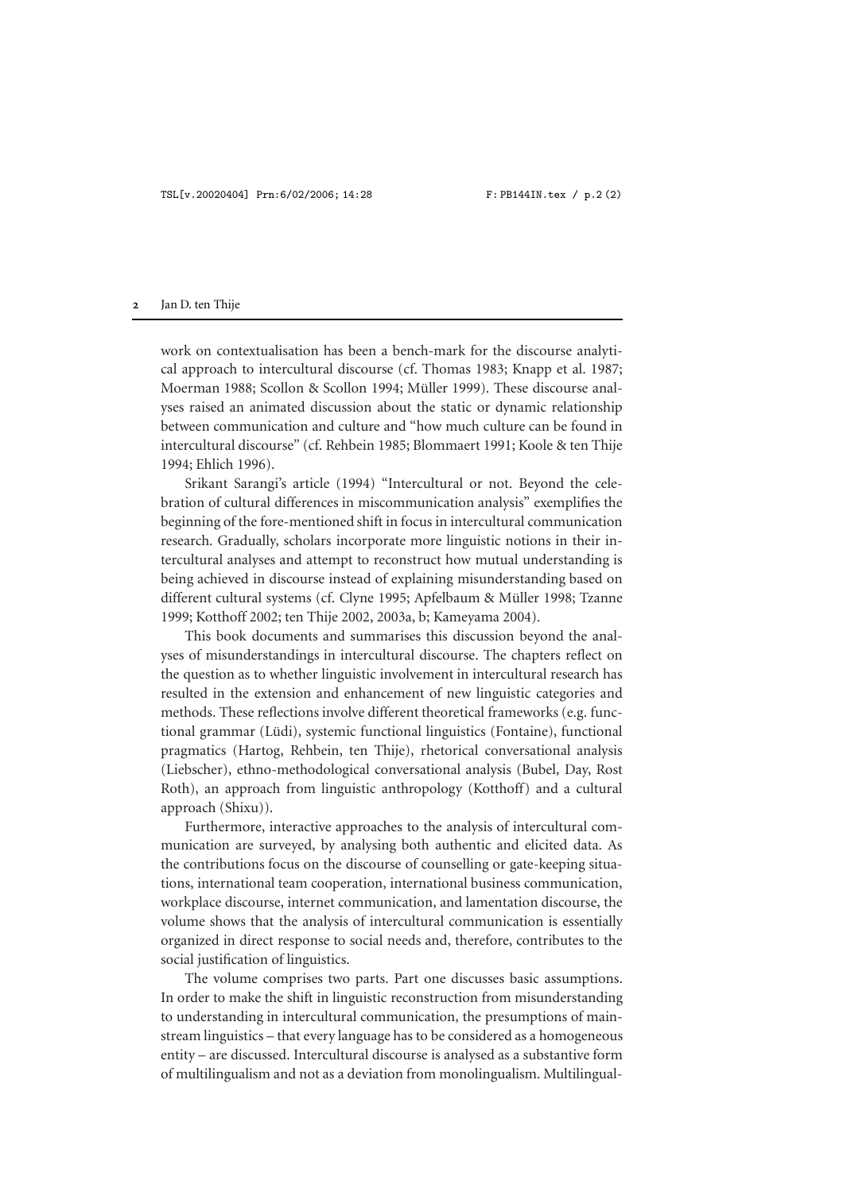work on contextualisation has been a bench-mark for the discourse analytical approach to intercultural discourse (cf. Thomas 1983; Knapp et al. 1987; Moerman 1988; Scollon & Scollon 1994; Müller 1999). These discourse analyses raised an animated discussion about the static or dynamic relationship between communication and culture and "how much culture can be found in intercultural discourse" (cf. Rehbein 1985; Blommaert 1991; Koole & ten Thije 1994; Ehlich 1996).

Srikant Sarangi's article (1994) "Intercultural or not. Beyond the celebration of cultural differences in miscommunication analysis" exemplifies the beginning of the fore-mentioned shift in focus in intercultural communication research. Gradually, scholars incorporate more linguistic notions in their intercultural analyses and attempt to reconstruct how mutual understanding is being achieved in discourse instead of explaining misunderstanding based on different cultural systems (cf. Clyne 1995; Apfelbaum & Müller 1998; Tzanne 1999; Kotthoff 2002; ten Thije 2002, 2003a, b; Kameyama 2004).

This book documents and summarises this discussion beyond the analyses of misunderstandings in intercultural discourse. The chapters reflect on the question as to whether linguistic involvement in intercultural research has resulted in the extension and enhancement of new linguistic categories and methods. These reflections involve different theoretical frameworks (e.g. functional grammar (Lüdi), systemic functional linguistics (Fontaine), functional pragmatics (Hartog, Rehbein, ten Thije), rhetorical conversational analysis (Liebscher), ethno-methodological conversational analysis (Bubel, Day, Rost Roth), an approach from linguistic anthropology (Kotthoff) and a cultural approach (Shixu)).

Furthermore, interactive approaches to the analysis of intercultural communication are surveyed, by analysing both authentic and elicited data. As the contributions focus on the discourse of counselling or gate-keeping situations, international team cooperation, international business communication, workplace discourse, internet communication, and lamentation discourse, the volume shows that the analysis of intercultural communication is essentially organized in direct response to social needs and, therefore, contributes to the social justification of linguistics.

The volume comprises two parts. Part one discusses basic assumptions. In order to make the shift in linguistic reconstruction from misunderstanding to understanding in intercultural communication, the presumptions of mainstream linguistics – that every language has to be considered as a homogeneous entity – are discussed. Intercultural discourse is analysed as a substantive form of multilingualism and not as a deviation from monolingualism. Multilingual-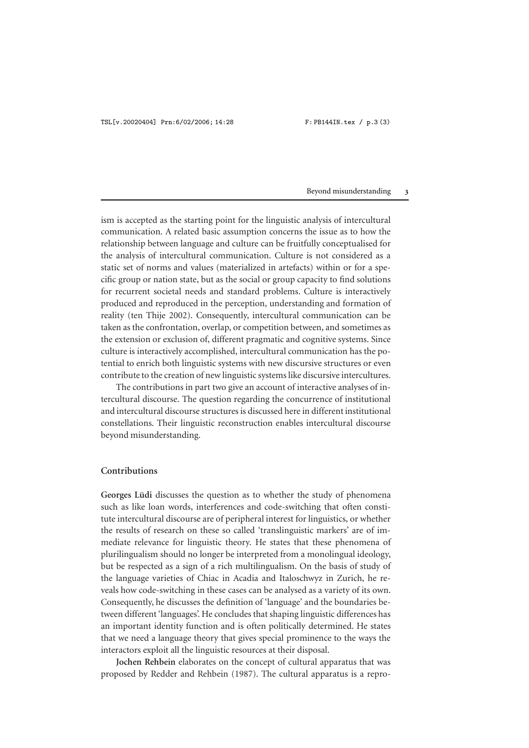ism is accepted as the starting point for the linguistic analysis of intercultural communication. A related basic assumption concerns the issue as to how the relationship between language and culture can be fruitfully conceptualised for the analysis of intercultural communication. Culture is not considered as a static set of norms and values (materialized in artefacts) within or for a specific group or nation state, but as the social or group capacity to find solutions for recurrent societal needs and standard problems. Culture is interactively produced and reproduced in the perception, understanding and formation of reality (ten Thije 2002). Consequently, intercultural communication can be taken as the confrontation, overlap, or competition between, and sometimes as the extension or exclusion of, different pragmatic and cognitive systems. Since culture is interactively accomplished, intercultural communication has the potential to enrich both linguistic systems with new discursive structures or even contribute to the creation of new linguistic systems like discursive intercultures.

The contributions in part two give an account of interactive analyses of intercultural discourse. The question regarding the concurrence of institutional and intercultural discourse structures is discussed here in different institutional constellations. Their linguistic reconstruction enables intercultural discourse beyond misunderstanding.

## Contributions

**Georges Lüdi** discusses the question as to whether the study of phenomena such as like loan words, interferences and code-switching that often constitute intercultural discourse are of peripheral interest for linguistics, or whether the results of research on these so called 'translinguistic markers' are of immediate relevance for linguistic theory. He states that these phenomena of plurilingualism should no longer be interpreted from a monolingual ideology, but be respected as a sign of a rich multilingualism. On the basis of study of the language varieties of Chiac in Acadia and Italoschwyz in Zurich, he reveals how code-switching in these cases can be analysed as a variety of its own. Consequently, he discusses the definition of 'language' and the boundaries between different 'languages'. He concludes that shaping linguistic differences has an important identity function and is often politically determined. He states that we need a language theory that gives special prominence to the ways the interactors exploit all the linguistic resources at their disposal.

**Jochen Rehbein** elaborates on the concept of cultural apparatus that was proposed by Redder and Rehbein (1987). The cultural apparatus is a repro-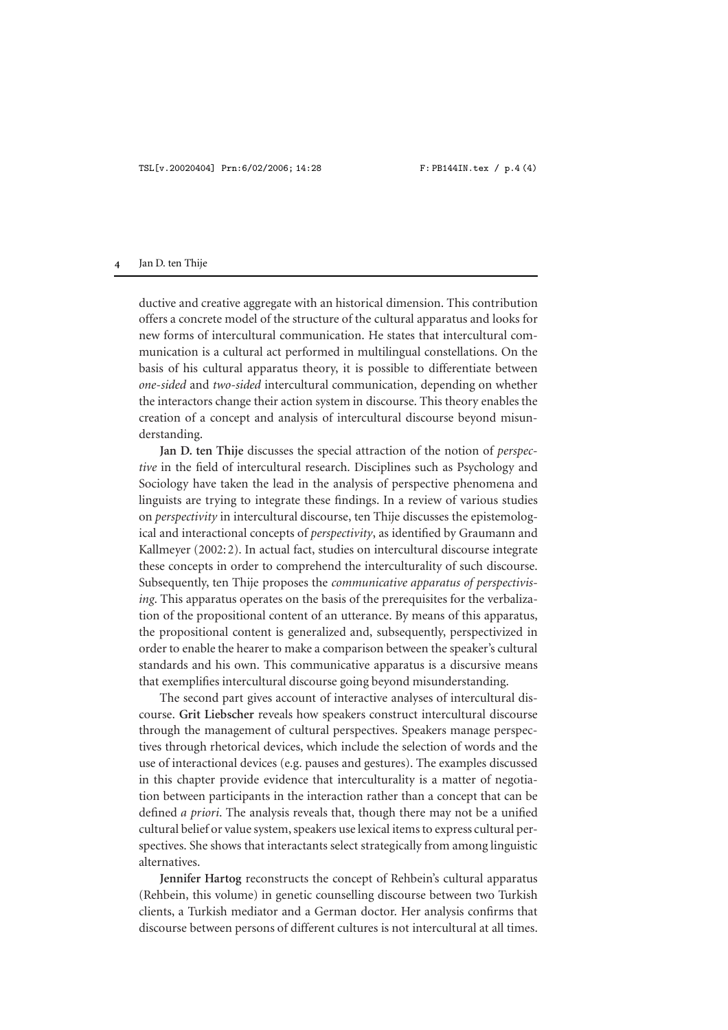ductive and creative aggregate with an historical dimension. This contribution offers a concrete model of the structure of the cultural apparatus and looks for new forms of intercultural communication. He states that intercultural communication is a cultural act performed in multilingual constellations. On the basis of his cultural apparatus theory, it is possible to differentiate between *one-sided* and *two-sided* intercultural communication, depending on whether the interactors change their action system in discourse. This theory enables the creation of a concept and analysis of intercultural discourse beyond misunderstanding.

**Jan D. ten Thije** discusses the special attraction of the notion of *perspective* in the field of intercultural research. Disciplines such as Psychology and Sociology have taken the lead in the analysis of perspective phenomena and linguists are trying to integrate these findings. In a review of various studies on *perspectivity* in intercultural discourse, ten Thije discusses the epistemological and interactional concepts of *perspectivity*, as identified by Graumann and Kallmeyer (2002: 2). In actual fact, studies on intercultural discourse integrate these concepts in order to comprehend the interculturality of such discourse. Subsequently, ten Thije proposes the *communicative apparatus of perspectivising*. This apparatus operates on the basis of the prerequisites for the verbalization of the propositional content of an utterance. By means of this apparatus, the propositional content is generalized and, subsequently, perspectivized in order to enable the hearer to make a comparison between the speaker's cultural standards and his own. This communicative apparatus is a discursive means that exemplifies intercultural discourse going beyond misunderstanding.

The second part gives account of interactive analyses of intercultural discourse. **Grit Liebscher** reveals how speakers construct intercultural discourse through the management of cultural perspectives. Speakers manage perspectives through rhetorical devices, which include the selection of words and the use of interactional devices (e.g. pauses and gestures). The examples discussed in this chapter provide evidence that interculturality is a matter of negotiation between participants in the interaction rather than a concept that can be defined *a priori*. The analysis reveals that, though there may not be a unified cultural belief or value system, speakers use lexical items to express cultural perspectives. She shows that interactants select strategically from among linguistic alternatives.

**Jennifer Hartog** reconstructs the concept of Rehbein's cultural apparatus (Rehbein, this volume) in genetic counselling discourse between two Turkish clients, a Turkish mediator and a German doctor. Her analysis confirms that discourse between persons of different cultures is not intercultural at all times.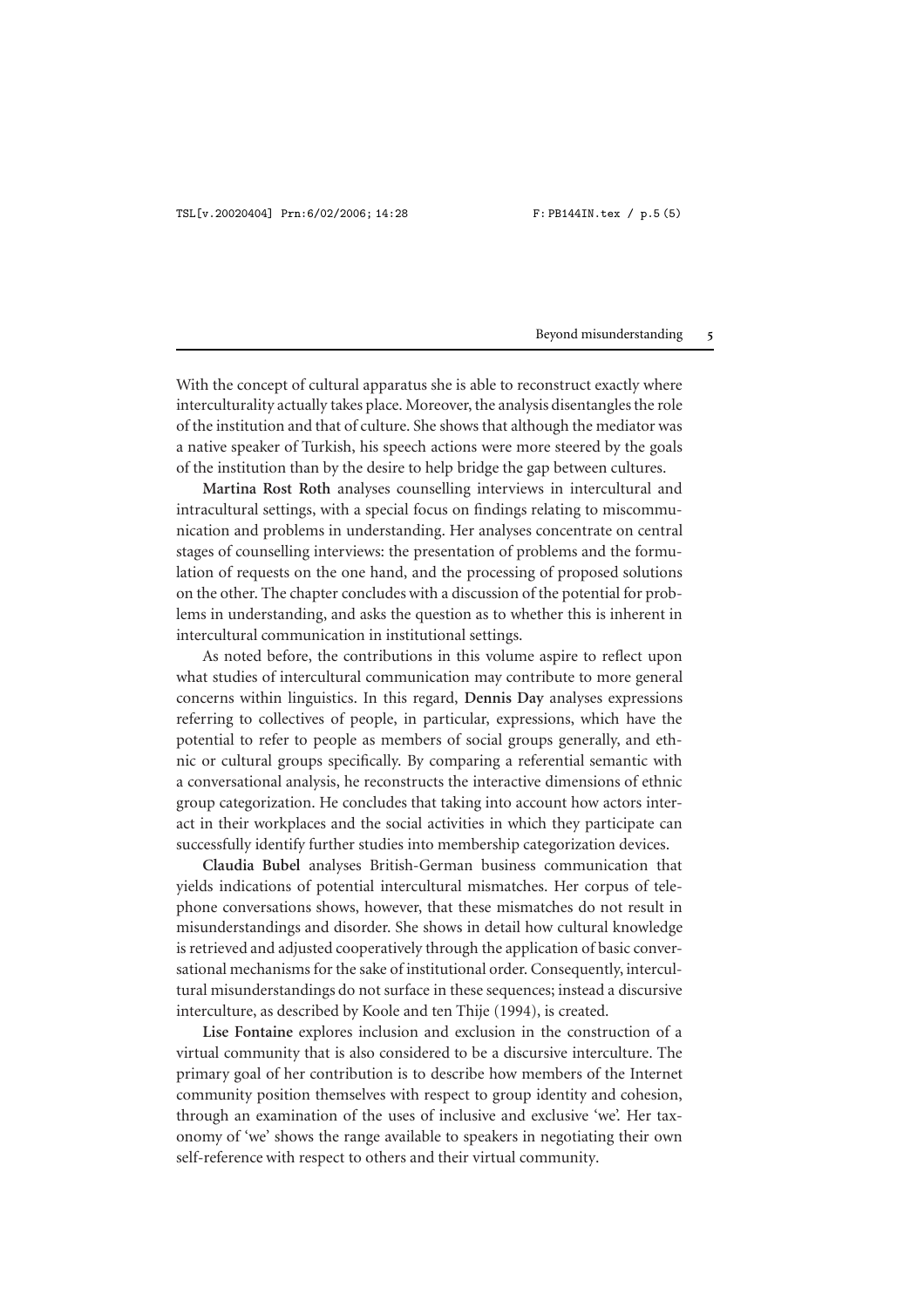With the concept of cultural apparatus she is able to reconstruct exactly where interculturality actually takes place. Moreover, the analysis disentangles the role of the institution and that of culture. She shows that although the mediator was a native speaker of Turkish, his speech actions were more steered by the goals of the institution than by the desire to help bridge the gap between cultures.

**Martina Rost Roth** analyses counselling interviews in intercultural and intracultural settings, with a special focus on findings relating to miscommunication and problems in understanding. Her analyses concentrate on central stages of counselling interviews: the presentation of problems and the formulation of requests on the one hand, and the processing of proposed solutions on the other. The chapter concludes with a discussion of the potential for problems in understanding, and asks the question as to whether this is inherent in intercultural communication in institutional settings.

As noted before, the contributions in this volume aspire to reflect upon what studies of intercultural communication may contribute to more general concerns within linguistics. In this regard, **Dennis Day** analyses expressions referring to collectives of people, in particular, expressions, which have the potential to refer to people as members of social groups generally, and ethnic or cultural groups specifically. By comparing a referential semantic with a conversational analysis, he reconstructs the interactive dimensions of ethnic group categorization. He concludes that taking into account how actors interact in their workplaces and the social activities in which they participate can successfully identify further studies into membership categorization devices.

**Claudia Bubel** analyses British-German business communication that yields indications of potential intercultural mismatches. Her corpus of telephone conversations shows, however, that these mismatches do not result in misunderstandings and disorder. She shows in detail how cultural knowledge is retrieved and adjusted cooperatively through the application of basic conversational mechanisms for the sake of institutional order. Consequently, intercultural misunderstandings do not surface in these sequences; instead a discursive interculture, as described by Koole and ten Thije (1994), is created.

**Lise Fontaine** explores inclusion and exclusion in the construction of a virtual community that is also considered to be a discursive interculture. The primary goal of her contribution is to describe how members of the Internet community position themselves with respect to group identity and cohesion, through an examination of the uses of inclusive and exclusive 'we'. Her taxonomy of 'we' shows the range available to speakers in negotiating their own self-reference with respect to others and their virtual community.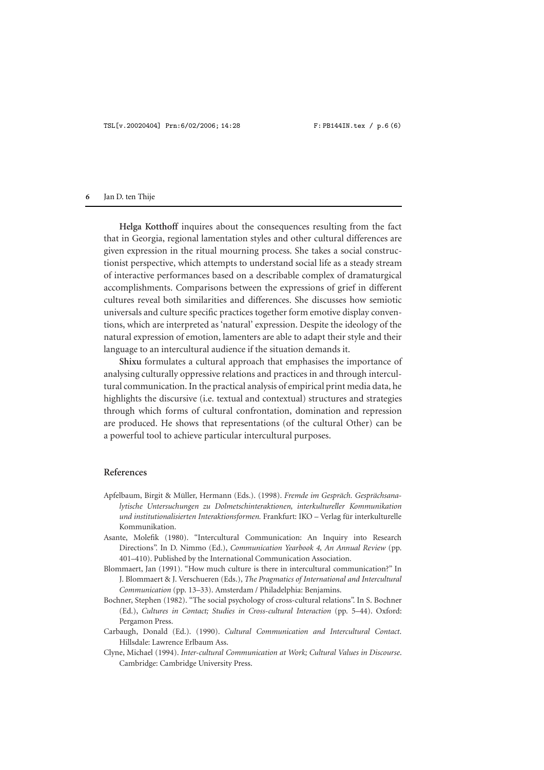**Helga Kotthoff** inquires about the consequences resulting from the fact that in Georgia, regional lamentation styles and other cultural differences are given expression in the ritual mourning process. She takes a social constructionist perspective, which attempts to understand social life as a steady stream of interactive performances based on a describable complex of dramaturgical accomplishments. Comparisons between the expressions of grief in different cultures reveal both similarities and differences. She discusses how semiotic universals and culture specific practices together form emotive display conventions, which are interpreted as 'natural' expression. Despite the ideology of the natural expression of emotion, lamenters are able to adapt their style and their language to an intercultural audience if the situation demands it.

**Shixu** formulates a cultural approach that emphasises the importance of analysing culturally oppressive relations and practices in and through intercultural communication. In the practical analysis of empirical print media data, he highlights the discursive (i.e. textual and contextual) structures and strategies through which forms of cultural confrontation, domination and repression are produced. He shows that representations (of the cultural Other) can be a powerful tool to achieve particular intercultural purposes.

## References

Apfelbaum, Birgit & Müller, Hermann (Eds.). (1998). *Fremde im Gespräch. Gesprächsanalytische Untersuchungen zu Dolmetschinteraktionen, interkultureller Kommunikation und institutionalisierten Interaktionsformen.* Frankfurt: IKO – Verlag für interkulturelle Kommunikation.

Asante, Molefik (1980). "Intercultural Communication: An Inquiry into Research Directions". In D. Nimmo (Ed.), *Communication Yearbook 4, An Annual Review* (pp. 401–410). Published by the International Communication Association.

Blommaert, Jan (1991). "How much culture is there in intercultural communication?" In J. Blommaert & J. Verschueren (Eds.), *The Pragmatics of International and Intercultural Communication* (pp. 13–33). Amsterdam / Philadelphia: Benjamins.

Bochner, Stephen (1982). "The social psychology of cross-cultural relations". In S. Bochner (Ed.), *Cultures in Contact; Studies in Cross-cultural Interaction* (pp. 5–44). Oxford: Pergamon Press.

Carbaugh, Donald (Ed.). (1990). *Cultural Communication and Intercultural Contact.* Hillsdale: Lawrence Erlbaum Ass.

Clyne, Michael (1994). *Inter-cultural Communication at Work; Cultural Values in Discourse.* Cambridge: Cambridge University Press.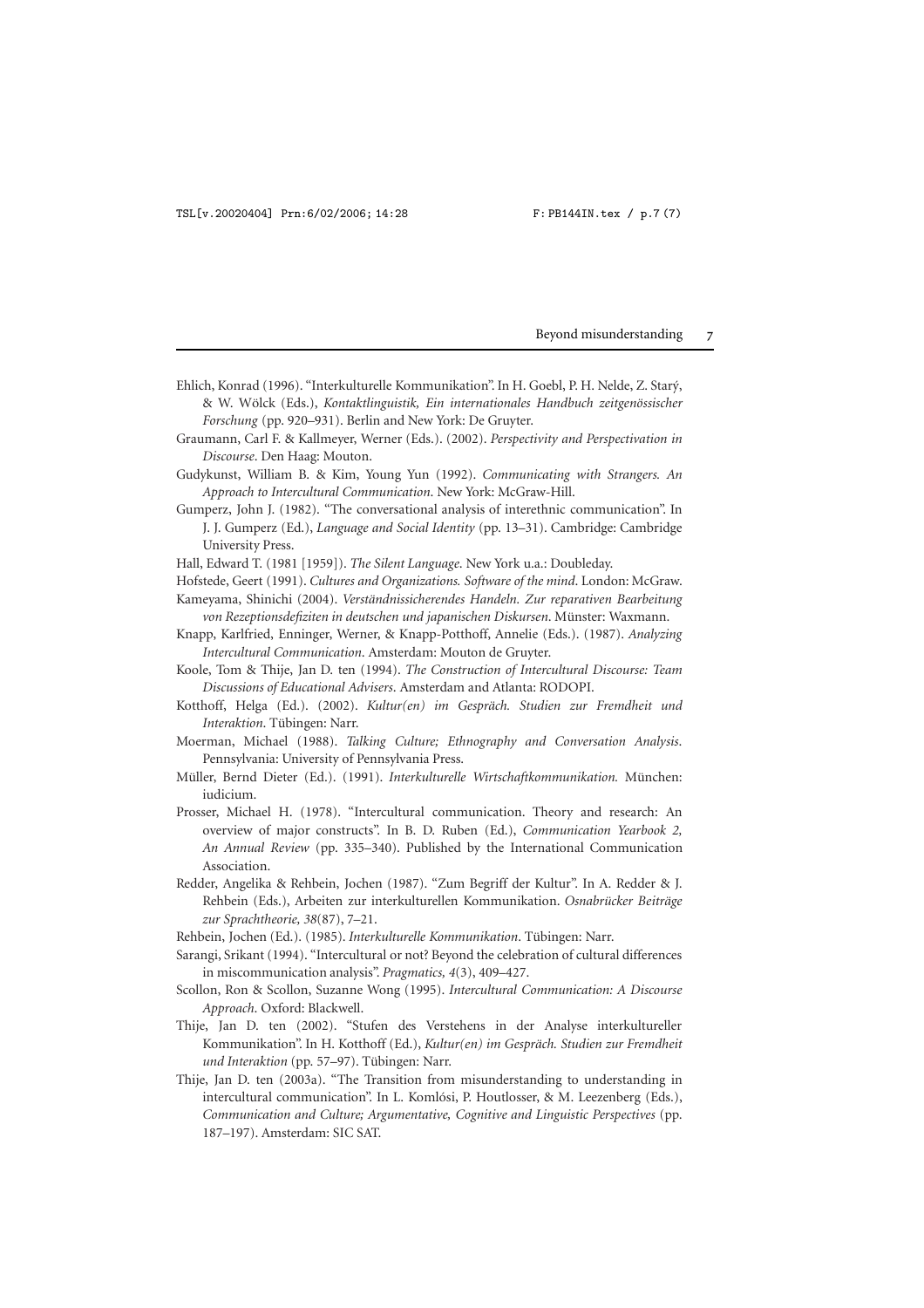Ehlich, Konrad (1996). "Interkulturelle Kommunikation". In H. Goebl, P. H. Nelde, Z. Starý, & W. Wölck (Eds.), *Kontaktlinguistik, Ein internationales Handbuch zeitgenössischer Forschung* (pp. 920–931). Berlin and New York: De Gruyter.

Graumann, Carl F. & Kallmeyer, Werner (Eds.). (2002). *Perspectivity and Perspectivation in Discourse*. Den Haag: Mouton.

Gudykunst, William B. & Kim, Young Yun (1992). *Communicating with Strangers. An Approach to Intercultural Communication*. New York: McGraw-Hill.

Gumperz, John J. (1982). "The conversational analysis of interethnic communication". In J. J. Gumperz (Ed.), *Language and Social Identity* (pp. 13–31). Cambridge: Cambridge University Press.

Hall, Edward T. (1981 [1959]). *The Silent Language*. New York u.a.: Doubleday.

Hofstede, Geert (1991). *Cultures and Organizations. Software of the mind*. London: McGraw.

Kameyama, Shinichi (2004). *Verständnissicherendes Handeln. Zur reparativen Bearbeitung von Rezeptionsdefiziten in deutschen und japanischen Diskursen*. Münster: Waxmann.

Knapp, Karlfried, Enninger, Werner, & Knapp-Potthoff, Annelie (Eds.). (1987). *Analyzing Intercultural Communication*. Amsterdam: Mouton de Gruyter.

Koole, Tom & Thije, Jan D. ten (1994). *The Construction of Intercultural Discourse: Team Discussions of Educational Advisers*. Amsterdam and Atlanta: RODOPI.

Kotthoff, Helga (Ed.). (2002). *Kultur(en) im Gespräch. Studien zur Fremdheit und Interaktion*. Tübingen: Narr.

Moerman, Michael (1988). *Talking Culture; Ethnography and Conversation Analysis*. Pennsylvania: University of Pennsylvania Press.

Müller, Bernd Dieter (Ed.). (1991). *Interkulturelle Wirtschaftkommunikation.* München: iudicium.

Prosser, Michael H. (1978). "Intercultural communication. Theory and research: An overview of major constructs". In B. D. Ruben (Ed.), *Communication Yearbook 2, An Annual Review* (pp. 335–340). Published by the International Communication Association.

Redder, Angelika & Rehbein, Jochen (1987). "Zum Begriff der Kultur". In A. Redder & J. Rehbein (Eds.), Arbeiten zur interkulturellen Kommunikation. *Osnabrücker Beiträge zur Sprachtheorie, 38*(87), 7–21.

Rehbein, Jochen (Ed.). (1985). *Interkulturelle Kommunikation*. Tübingen: Narr.

Sarangi, Srikant (1994). "Intercultural or not? Beyond the celebration of cultural differences in miscommunication analysis". *Pragmatics, 4*(3), 409–427.

Scollon, Ron & Scollon, Suzanne Wong (1995). *Intercultural Communication: A Discourse Approach*. Oxford: Blackwell.

Thije, Jan D. ten (2002). "Stufen des Verstehens in der Analyse interkultureller Kommunikation". In H. Kotthoff (Ed.), *Kultur(en) im Gespräch. Studien zur Fremdheit und Interaktion* (pp. 57–97). Tübingen: Narr.

Thije, Jan D. ten (2003a). "The Transition from misunderstanding to understanding in intercultural communication". In L. Komlósi, P. Houtlosser, & M. Leezenberg (Eds.), *Communication and Culture; Argumentative, Cognitive and Linguistic Perspectives* (pp. 187–197). Amsterdam: SIC SAT.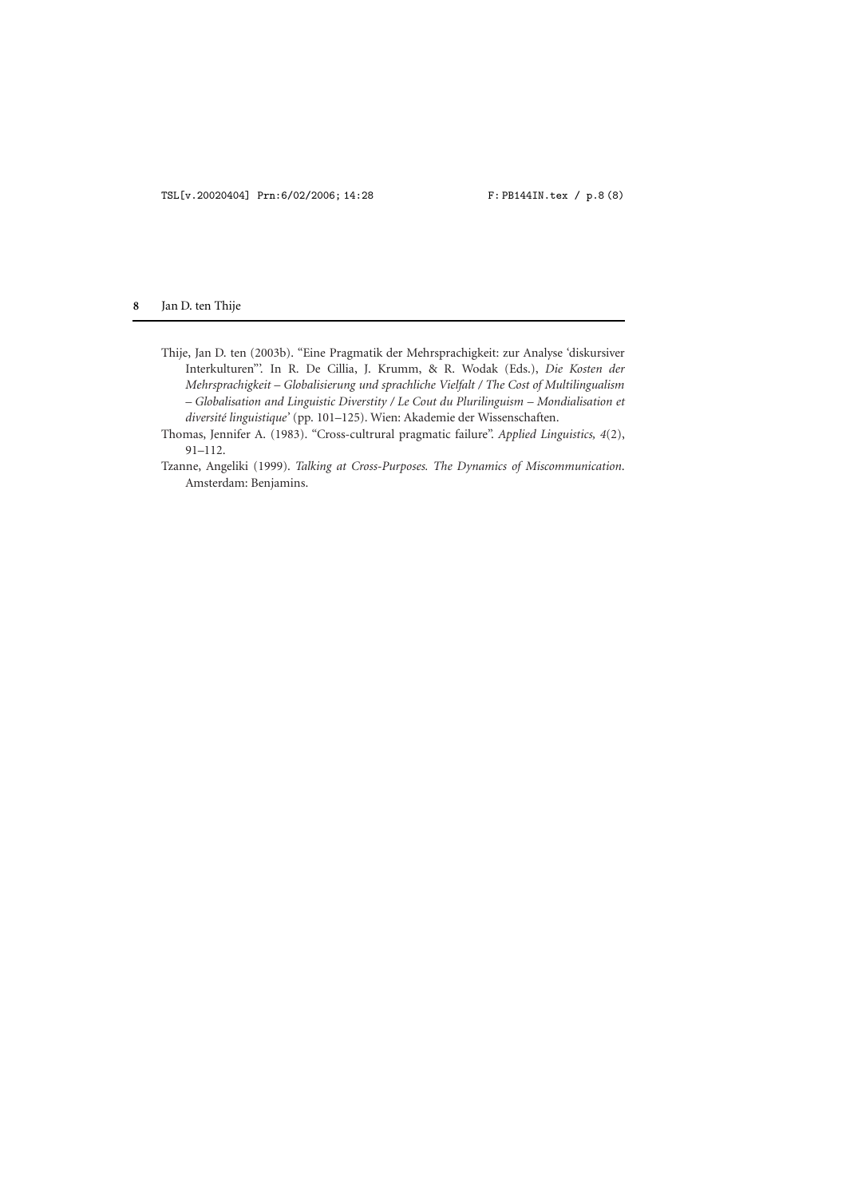Thije, Jan D. ten (2003b). "Eine Pragmatik der Mehrsprachigkeit: zur Analyse 'diskursiver Interkulturen'". In R. De Cillia, J. Krumm, & R. Wodak (Eds.), *Die Kosten der Mehrsprachigkeit – Globalisierung und sprachliche Vielfalt / The Cost of Multilingualism – Globalisation and Linguistic Diverstity / Le Cout du Plurilinguism – Mondialisation et diversité linguistique*' (pp. 101–125). Wien: Akademie der Wissenschaften.

Thomas, Jennifer A. (1983). "Cross-cultrural pragmatic failure". *Applied Linguistics, 4*(2), 91–112.

Tzanne, Angeliki (1999). *Talking at Cross-Purposes. The Dynamics of Miscommunication*. Amsterdam: Benjamins.